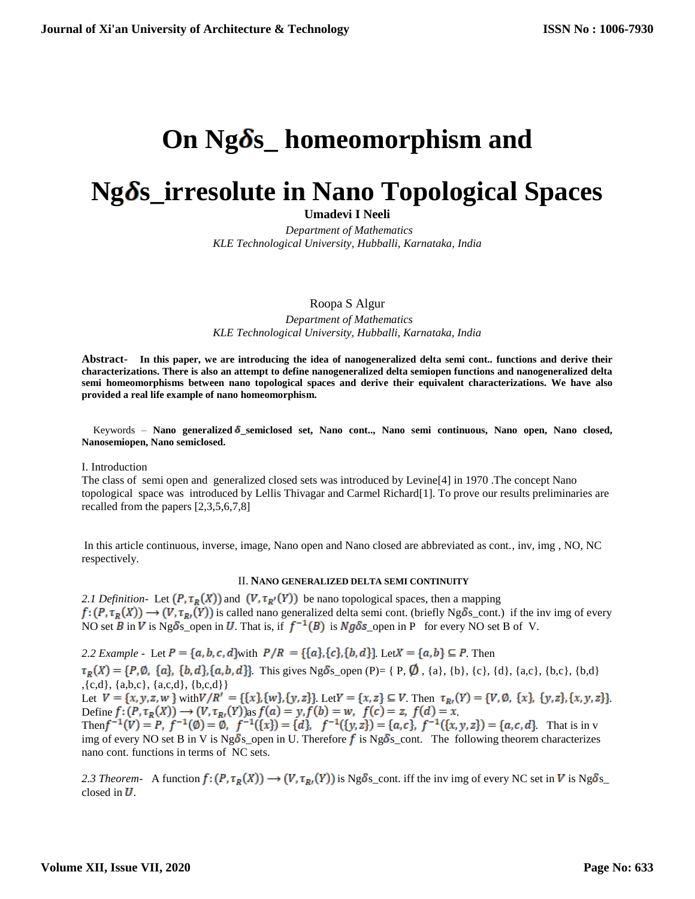# On Ng$\delta$s_ homeomorphism and Ng$\delta$s_irresolute in Nano Topological Spaces

**Umadevi I Neeli**

*Department of Mathematics*
*KLE Technological University, Hubballi, Karnataka, India*

Roopa S Algur

*Department of Mathematics*
*KLE Technological University, Hubballi, Karnataka, India*

**Abstract-** **In this paper, we are introducing the idea of nanogeneralized delta semi cont.. functions and derive their characterizations. There is also an attempt to define nanogeneralized delta semiopen functions and nanogeneralized delta semi homeomorphisms between nano topological spaces and derive their equivalent characterizations. We have also provided a real life example of nano homeomorphism.**

Keywords – **Nano generalized $\delta$_semiclosed set, Nano cont.., Nano semi continuous, Nano open, Nano closed, Nanosemiopen, Nano semiclosed.**

I. Introduction

The class of semi open and generalized closed sets was introduced by Levine[4] in 1970 .The concept Nano topological space was introduced by Lellis Thivagar and Carmel Richard[1]. To prove our results preliminaries are recalled from the papers [2,3,5,6,7,8]

In this article continuous, inverse, image, Nano open and Nano closed are abbreviated as cont., inv, img , NO, NC respectively.

## II. Nano generalized delta semi continuity

*2.1 Definition-* Let $(P, \tau_R(X))$ and $(V, \tau_{R'}(Y))$ be nano topological spaces, then a mapping $f: (P, \tau_R(X)) \longrightarrow (V, \tau_{R'}(Y))$ is called nano generalized delta semi cont. (briefly Ng$\delta$s_cont.) if the inv img of every NO set $B$ in $V$ is Ng$\delta$s_open in $U$. That is, if $f^{-1}(B)$ is $Ng\delta s$_open in P for every NO set B of V.

*2.2 Example -* Let $P = \{a, b, c, d\}$with $P/R = \{\{a\}, \{c\}, \{b, d\}\}$. Let$X = \{a, b\} \subseteq P$. Then $\tau_R(X) = \{P, \emptyset, \{a\}, \{b, d\}, \{a, b, d\}\}$. This gives Ng$\delta$s_open (P)= { P, $\emptyset$ , {a}, {b}, {c}, {d}, {a,c}, {b,c}, {b,d} ,{c,d}, {a,b,c}, {a,c,d}, {b,c,d}}

Let $V = \{x, y, z, w\}$ with$V/R' = \{\{x\}, \{w\}, \{y, z\}\}$. Let$Y = \{x, z\} \subseteq V$. Then $\tau_{R'}(Y) = \{V, \emptyset, \{x\}, \{y, z\}, \{x, y, z\}\}$. Define $f: (P, \tau_R(X)) \longrightarrow (V, \tau_{R'}(Y))$as $f(a) = y, f(b) = w, f(c) = z, f(d) = x$.

Then$f^{-1}(V) = P$, $f^{-1}(\emptyset) = \emptyset$, $f^{-1}(\{x\}) = \{d\}$, $f^{-1}(\{y, z\}) = \{a, c\}$, $f^{-1}(\{x, y, z\}) = \{a, c, d\}$. That is in v img of every NO set B in V is Ng$\delta$s_open in U. Therefore $f$ is Ng$\delta$s_cont. The following theorem characterizes nano cont. functions in terms of NC sets.

*2.3 Theorem-* A function $f: (P, \tau_R(X)) \longrightarrow (V, \tau_{R'}(Y))$ is Ng$\delta$s_cont. iff the inv img of every NC set in $V$ is Ng$\delta$s_ closed in $U$.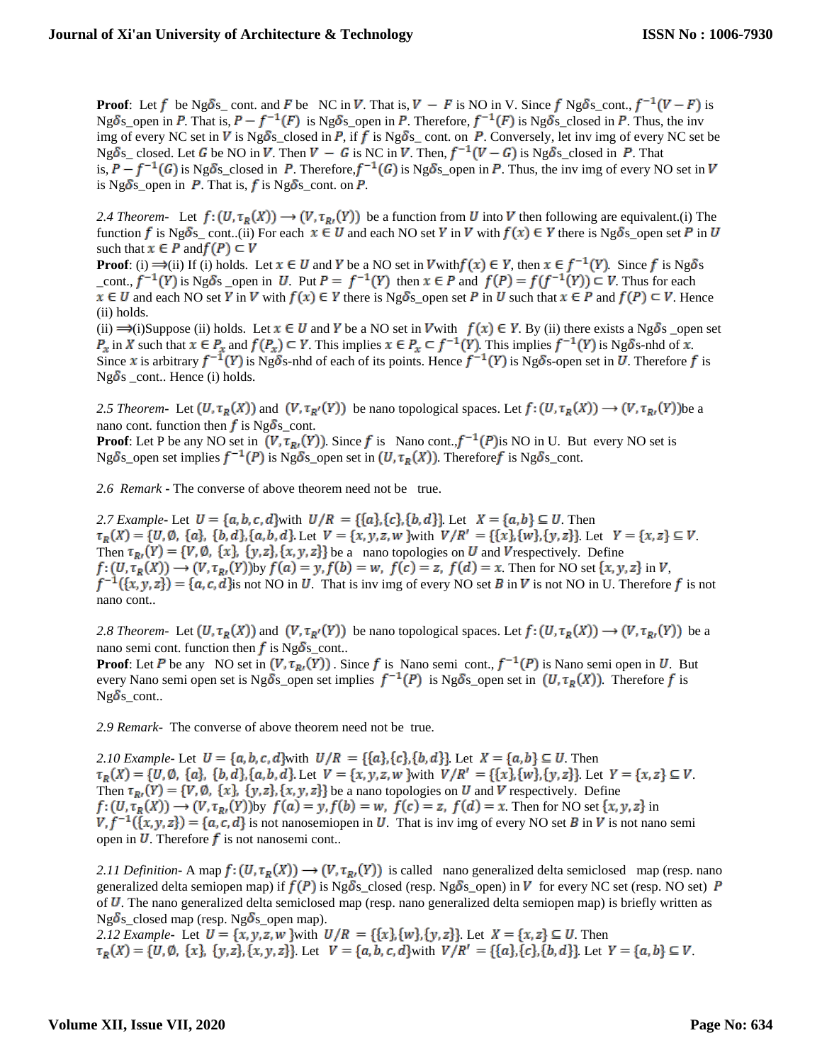**Proof**: Let $f$ be Ng$\delta$s_ cont. and $F$ be NC in $V$. That is, $V - F$ is NO in V. Since $f$ Ng$\delta$s_cont., $f^{-1}(V - F)$ is Ng$\delta$s_open in $P$. That is, $P - f^{-1}(F)$ is Ng$\delta$s_open in $P$. Therefore, $f^{-1}(F)$ is Ng$\delta$s_closed in $P$. Thus, the inv img of every NC set in $V$ is Ng$\delta$s_closed in $P$, if $f$ is Ng$\delta$s_ cont. on $P$. Conversely, let inv img of every NC set be Ng$\delta$s_ closed. Let $G$ be NO in $V$. Then $V - G$ is NC in $V$. Then, $f^{-1}(V - G)$ is Ng$\delta$s_closed in $P$. That is, $P - f^{-1}(G)$ is Ng$\delta$s_closed in $P$. Therefore, $f^{-1}(G)$ is Ng$\delta$s_open in $P$. Thus, the inv img of every NO set in $V$ is Ng$\delta$s_open in $P$. That is, $f$ is Ng$\delta$s_cont. on $P$.

*2.4 Theorem*- Let $f: (U, \tau_R(X)) \longrightarrow (V, \tau_{R'}(Y))$ be a function from $U$ into $V$ then following are equivalent.(i) The function $f$ is Ng$\delta$s_ cont..(ii) For each $x \in U$ and each NO set $Y$ in $V$ with $f(x) \in Y$ there is Ng$\delta$s_open set $P$ in $U$ such that $x \in P$ and $f(P) \subset V$

**Proof**: (i) $\Longrightarrow$(ii) If (i) holds. Let $x \in U$ and $Y$ be a NO set in $V$ with $f(x) \in Y$, then $x \in f^{-1}(Y)$. Since $f$ is Ng$\delta$s _cont., $f^{-1}(Y)$ is Ng$\delta$s _open in $U$. Put $P = f^{-1}(Y)$ then $x \in P$ and $f(P) = f(f^{-1}(Y)) \subset V$. Thus for each $x \in U$ and each NO set $Y$ in $V$ with $f(x) \in Y$ there is Ng$\delta$s_open set $P$ in $U$ such that $x \in P$ and $f(P) \subset V$. Hence (ii) holds.

(ii) $\Longrightarrow$(i)Suppose (ii) holds. Let $x \in U$ and $Y$ be a NO set in $V$ with $f(x) \in Y$. By (ii) there exists a Ng$\delta$s _open set $P_x$ in $X$ such that $x \in P_x$ and $f(P_x) \subset Y$. This implies $x \in P_x \subset f^{-1}(Y)$. This implies $f^{-1}(Y)$ is Ng$\delta$s-nhd of $x$. Since $x$ is arbitrary $f^{-1}(Y)$ is Ng$\delta$s-nhd of each of its points. Hence $f^{-1}(Y)$ is Ng$\delta$s-open set in $U$. Therefore $f$ is Ng$\delta$s _cont.. Hence (i) holds.

*2.5 Theorem*- Let $(U, \tau_R(X))$ and $(V, \tau_{R'}(Y))$ be nano topological spaces. Let $f: (U, \tau_R(X)) \longrightarrow (V, \tau_{R'}(Y))$ be a nano cont. function then $f$ is Ng$\delta$s_cont.

**Proof**: Let P be any NO set in $(V, \tau_{R'}(Y))$. Since $f$ is Nano cont.,$f^{-1}(P)$ is NO in U. But every NO set is Ng$\delta$s_open set implies $f^{-1}(P)$ is Ng$\delta$s_open set in $(U, \tau_R(X))$. Therefore $f$ is Ng$\delta$s_cont.

*2.6 Remark* - The converse of above theorem need not be true.

*2.7 Example*- Let $U = \{a, b, c, d\}$ with $U/R = \{\{a\}, \{c\}, \{b, d\}\}$. Let $X = \{a, b\} \subseteq U$. Then $\tau_R(X) = \{U, \emptyset, \{a\}, \{b, d\}, \{a, b, d\}\}$. Let $V = \{x, y, z, w\}$ with $V/R' = \{\{x\}, \{w\}, \{y, z\}\}$. Let $Y = \{x, z\} \subseteq V$. Then $\tau_{R'}(Y) = \{V, \emptyset, \{x\}, \{y, z\}, \{x, y, z\}\}$ be a nano topologies on $U$ and $V$ respectively. Define $f: (U, \tau_R(X)) \longrightarrow (V, \tau_{R'}(Y))$ by $f(a) = y, f(b) = w, f(c) = z, f(d) = x$. Then for NO set $\{x, y, z\}$ in $V$, $f^{-1}(\{x, y, z\}) = \{a, c, d\}$ is not NO in $U$. That is inv img of every NO set $B$ in $V$ is not NO in U. Therefore $f$ is not nano cont..

*2.8 Theorem*- Let $(U, \tau_R(X))$ and $(V, \tau_{R'}(Y))$ be nano topological spaces. Let $f: (U, \tau_R(X)) \longrightarrow (V, \tau_{R'}(Y))$ be a nano semi cont. function then $f$ is Ng$\delta$s_cont..

**Proof**: Let $P$ be any NO set in $(V, \tau_{R'}(Y))$ . Since $f$ is Nano semi cont., $f^{-1}(P)$ is Nano semi open in $U$. But every Nano semi open set is Ng$\delta$s_open set implies $f^{-1}(P)$ is Ng$\delta$s_open set in $(U, \tau_R(X))$. Therefore $f$ is Ng$\delta$s_cont..

*2.9 Remark*- The converse of above theorem need not be true.

*2.10 Example*- Let $U = \{a, b, c, d\}$ with $U/R = \{\{a\}, \{c\}, \{b, d\}\}$. Let $X = \{a, b\} \subseteq U$. Then $\tau_R(X) = \{U, \emptyset, \{a\}, \{b, d\}, \{a, b, d\}\}$. Let $V = \{x, y, z, w\}$ with $V/R' = \{\{x\}, \{w\}, \{y, z\}\}$. Let $Y = \{x, z\} \subseteq V$. Then $\tau_{R'}(Y) = \{V, \emptyset, \{x\}, \{y, z\}, \{x, y, z\}\}$ be a nano topologies on $U$ and $V$ respectively. Define $f: (U, \tau_R(X)) \longrightarrow (V, \tau_{R'}(Y))$ by $f(a) = y, f(b) = w, f(c) = z, f(d) = x$. Then for NO set $\{x, y, z\}$ in $V$, $f^{-1}(\{x, y, z\}) = \{a, c, d\}$ is not nanosemiopen in $U$. That is inv img of every NO set $B$ in $V$ is not nano semi open in $U$. Therefore $f$ is not nanosemi cont..

*2.11 Definition*- A map $f: (U, \tau_R(X)) \longrightarrow (V, \tau_{R'}(Y))$ is called nano generalized delta semiclosed map (resp. nano generalized delta semiopen map) if $f(P)$ is Ng$\delta$s_closed (resp. Ng$\delta$s_open) in $V$ for every NC set (resp. NO set) $P$ of $U$. The nano generalized delta semiclosed map (resp. nano generalized delta semiopen map) is briefly written as Ng$\delta$s_closed map (resp. Ng$\delta$s_open map).

*2.12 Example*- Let $U = \{x, y, z, w\}$ with $U/R = \{\{x\}, \{w\}, \{y, z\}\}$. Let $X = \{x, z\} \subseteq U$. Then $\tau_R(X) = \{U, \emptyset, \{x\}, \{y, z\}, \{x, y, z\}\}$. Let $V = \{a, b, c, d\}$ with $V/R' = \{\{a\}, \{c\}, \{b, d\}\}$. Let $Y = \{a, b\} \subseteq V$.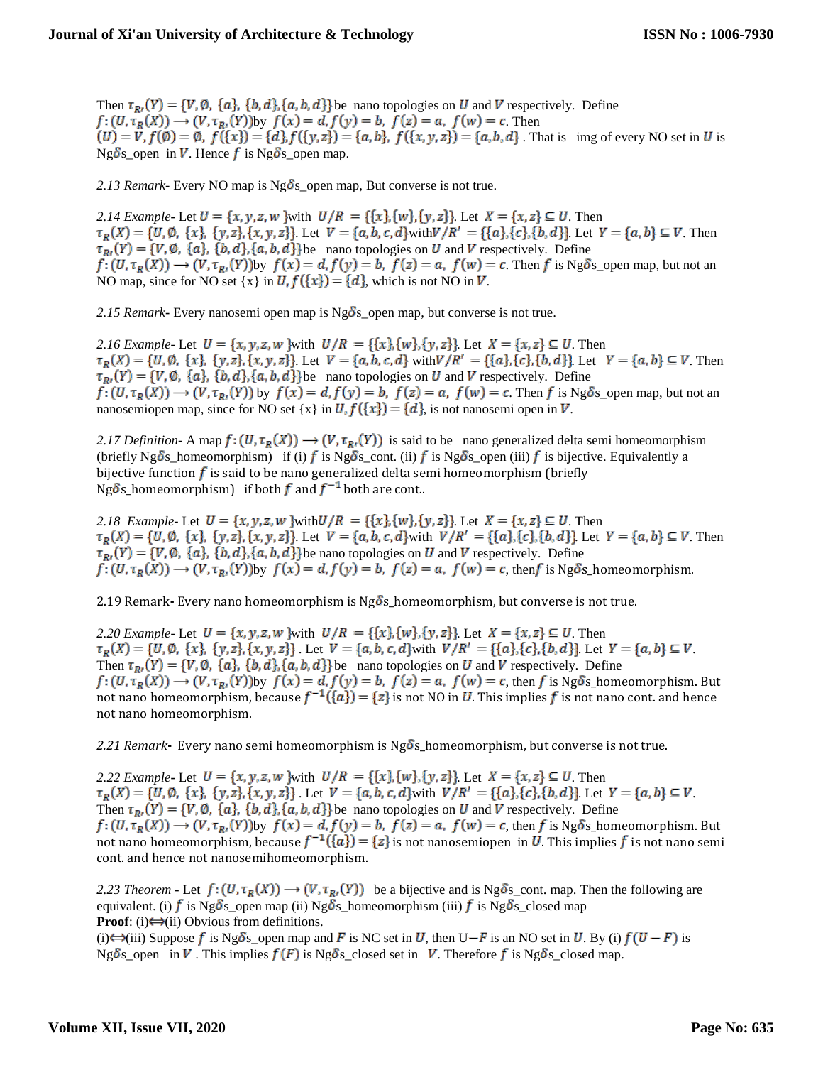Then $\tau_{R'}(Y) = \{V, \emptyset, \{a\}, \{b,d\}, \{a,b,d\}\}$ be nano topologies on $U$ and $V$ respectively. Define $f:(U, \tau_R(X)) \to (V, \tau_{R'}(Y))$ by $f(x) = d, f(y) = b, f(z) = a, f(w) = c$. Then $(U) = V, f(\emptyset) = \emptyset, f(\{x\}) = \{d\}, f(\{y,z\}) = \{a,b\}, f(\{x,y,z\}) = \{a,b,d\}$. That is img of every NO set in $U$ is Ng$\delta$s_open in $V$. Hence $f$ is Ng$\delta$s_open map.

*2.13 Remark-* Every NO map is Ng$\delta$s_open map, But converse is not true.

*2.14 Example-* Let $U = \{x,y,z,w\}$ with $U/R = \{\{x\},\{w\},\{y,z\}\}$. Let $X = \{x,z\} \subseteq U$. Then $\tau_R(X) = \{U, \emptyset, \{x\}, \{y,z\}, \{x,y,z\}\}$. Let $V = \{a,b,c,d\}$ with $V/R' = \{\{a\},\{c\},\{b,d\}\}$. Let $Y = \{a,b\} \subseteq V$. Then $\tau_{R'}(Y) = \{V, \emptyset, \{a\}, \{b,d\}, \{a,b,d\}\}$ be nano topologies on $U$ and $V$ respectively. Define $f:(U, \tau_R(X)) \to (V, \tau_{R'}(Y))$ by $f(x) = d, f(y) = b, f(z) = a, f(w) = c$. Then $f$ is Ng$\delta$s_open map, but not an NO map, since for NO set {x} in $U, f(\{x\}) = \{d\}$, which is not NO in $V$.

*2.15 Remark-* Every nanosemi open map is Ng$\delta$s_open map, but converse is not true.

*2.16 Example-* Let $U = \{x,y,z,w\}$ with $U/R = \{\{x\},\{w\},\{y,z\}\}$. Let $X = \{x,z\} \subseteq U$. Then $\tau_R(X) = \{U, \emptyset, \{x\}, \{y,z\}, \{x,y,z\}\}$. Let $V = \{a,b,c,d\}$ with $V/R' = \{\{a\},\{c\},\{b,d\}\}$. Let $Y = \{a,b\} \subseteq V$. Then $\tau_{R'}(Y) = \{V, \emptyset, \{a\}, \{b,d\}, \{a,b,d\}\}$ be nano topologies on $U$ and $V$ respectively. Define $f:(U, \tau_R(X)) \to (V, \tau_{R'}(Y))$ by $f(x) = d, f(y) = b, f(z) = a, f(w) = c$. Then $f$ is Ng$\delta$s_open map, but not an nanosemiopen map, since for NO set {x} in $U, f(\{x\}) = \{d\}$, is not nanosemi open in $V$.

*2.17 Definition-* A map $f:(U, \tau_R(X)) \to (V, \tau_{R'}(Y))$ is said to be nano generalized delta semi homeomorphism (briefly Ng$\delta$s_homeomorphism) if (i) $f$ is Ng$\delta$s_cont. (ii) $f$ is Ng$\delta$s_open (iii) $f$ is bijective. Equivalently a bijective function $f$ is said to be nano generalized delta semi homeomorphism (briefly Ng$\delta$s_homeomorphism) if both $f$ and $f^{-1}$ both are cont..

*2.18 Example-* Let $U = \{x,y,z,w\}$ with $U/R = \{\{x\},\{w\},\{y,z\}\}$. Let $X = \{x,z\} \subseteq U$. Then $\tau_R(X) = \{U, \emptyset, \{x\}, \{y,z\}, \{x,y,z\}\}$. Let $V = \{a,b,c,d\}$ with $V/R' = \{\{a\},\{c\},\{b,d\}\}$. Let $Y = \{a,b\} \subseteq V$. Then $\tau_{R'}(Y) = \{V, \emptyset, \{a\}, \{b,d\}, \{a,b,d\}\}$ be nano topologies on $U$ and $V$ respectively. Define $f:(U, \tau_R(X)) \to (V, \tau_{R'}(Y))$ by $f(x) = d, f(y) = b, f(z) = a, f(w) = c$, then $f$ is Ng$\delta$s_homeomorphism.

2.19 Remark- Every nano homeomorphism is Ng$\delta$s_homeomorphism, but converse is not true.

*2.20 Example-* Let $U = \{x,y,z,w\}$ with $U/R = \{\{x\},\{w\},\{y,z\}\}$. Let $X = \{x,z\} \subseteq U$. Then $\tau_R(X) = \{U, \emptyset, \{x\}, \{y,z\}, \{x,y,z\}\}$. Let $V = \{a,b,c,d\}$ with $V/R' = \{\{a\},\{c\},\{b,d\}\}$. Let $Y = \{a,b\} \subseteq V$. Then $\tau_{R'}(Y) = \{V, \emptyset, \{a\}, \{b,d\}, \{a,b,d\}\}$ be nano topologies on $U$ and $V$ respectively. Define $f:(U, \tau_R(X)) \to (V, \tau_{R'}(Y))$ by $f(x) = d, f(y) = b, f(z) = a, f(w) = c$, then $f$ is Ng$\delta$s_homeomorphism. But not nano homeomorphism, because $f^{-1}(\{a\}) = \{z\}$ is not NO in $U$. This implies $f$ is not nano cont. and hence not nano homeomorphism.

*2.21 Remark-* Every nano semi homeomorphism is Ng$\delta$s_homeomorphism, but converse is not true.

*2.22 Example-* Let $U = \{x,y,z,w\}$ with $U/R = \{\{x\},\{w\},\{y,z\}\}$. Let $X = \{x,z\} \subseteq U$. Then $\tau_R(X) = \{U, \emptyset, \{x\}, \{y,z\}, \{x,y,z\}\}$. Let $V = \{a,b,c,d\}$ with $V/R' = \{\{a\},\{c\},\{b,d\}\}$. Let $Y = \{a,b\} \subseteq V$. Then $\tau_{R'}(Y) = \{V, \emptyset, \{a\}, \{b,d\}, \{a,b,d\}\}$ be nano topologies on $U$ and $V$ respectively. Define $f:(U, \tau_R(X)) \to (V, \tau_{R'}(Y))$ by $f(x) = d, f(y) = b, f(z) = a, f(w) = c$, then $f$ is Ng$\delta$s_homeomorphism. But not nano homeomorphism, because $f^{-1}(\{a\}) = \{z\}$ is not nanosemiopen in $U$. This implies $f$ is not nano semi cont. and hence not nanosemihomeomorphism.

*2.23 Theorem -* Let $f:(U, \tau_R(X)) \to (V, \tau_{R'}(Y))$ be a bijective and is Ng$\delta$s_cont. map. Then the following are equivalent. (i) $f$ is Ng$\delta$s_open map (ii) Ng$\delta$s_homeomorphism (iii) $f$ is Ng$\delta$s_closed map

**Proof**: (i)$\Leftrightarrow$(ii) Obvious from definitions.

(i)$\Leftrightarrow$(iii) Suppose $f$ is Ng$\delta$s_open map and $F$ is NC set in $U$, then U$-F$ is an NO set in $U$. By (i) $f(U - F)$ is Ng$\delta$s_open in $V$. This implies $f(F)$ is Ng$\delta$s_closed set in $V$. Therefore $f$ is Ng$\delta$s_closed map.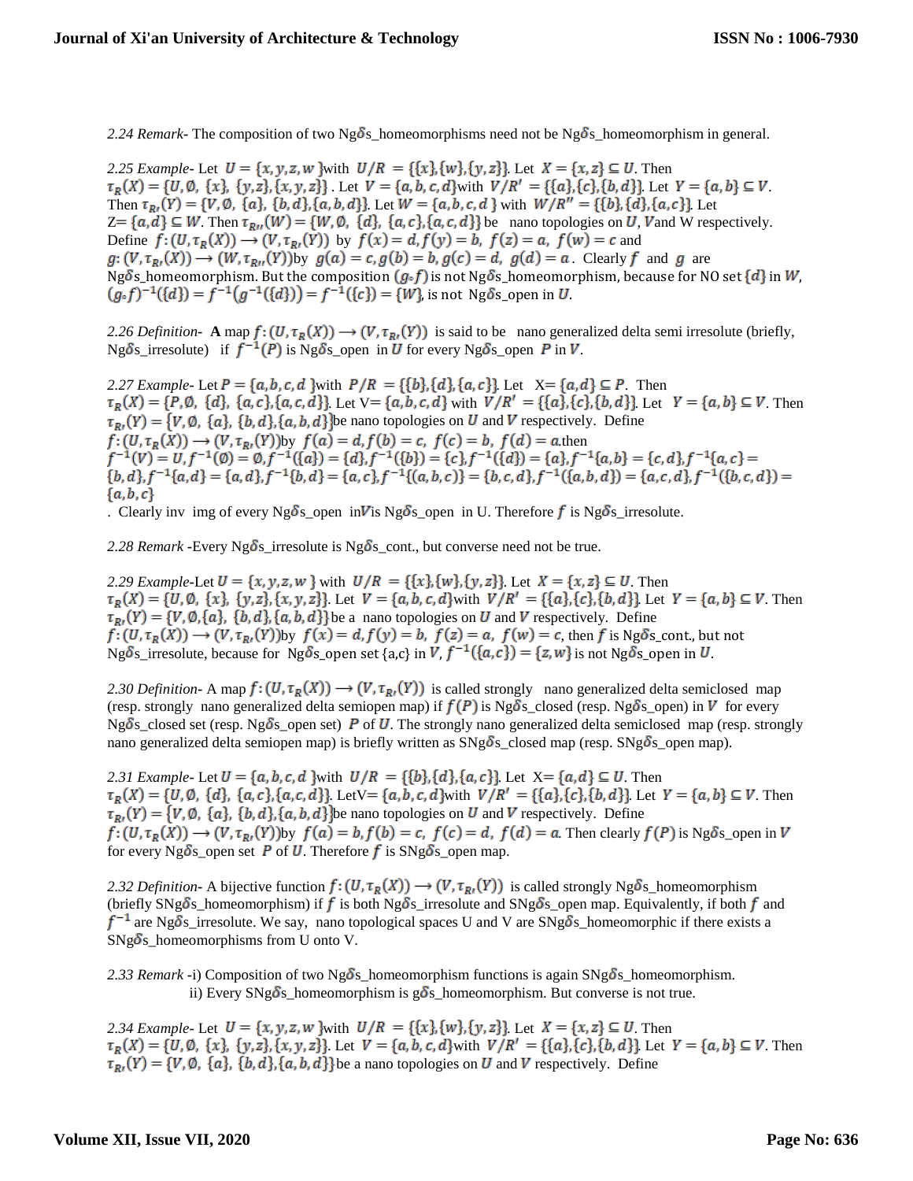*2.24 Remark*- The composition of two Ng$\delta$s_homeomorphisms need not be Ng$\delta$s_homeomorphism in general.

*2.25 Example*- Let $U = \{x, y, z, w\}$ with $U/R = \{\{x\}, \{w\}, \{y, z\}\}$. Let $X = \{x, z\} \subseteq U$. Then $\tau_R(X) = \{U, \emptyset, \{x\}, \{y, z\}, \{x, y, z\}\}$. Let $V = \{a, b, c, d\}$ with $V/R' = \{\{a\}, \{c\}, \{b, d\}\}$. Let $Y = \{a, b\} \subseteq V$. Then $\tau_{R'}(Y) = \{V, \emptyset, \{a\}, \{b, d\}, \{a, b, d\}\}$. Let $W = \{a, b, c, d\}$ with $W/R'' = \{\{b\}, \{d\}, \{a, c\}\}$. Let Z= $\{a, d\} \subseteq W$. Then $\tau_{R''}(W) = \{W, \emptyset, \{d\}, \{a, c\}, \{a, c, d\}\}$ be nano topologies on $U$, $V$ and W respectively. Define $f: (U, \tau_R(X)) \longrightarrow (V, \tau_{R'}(Y))$ by $f(x) = d, f(y) = b, f(z) = a, f(w) = c$ and $g: (V, \tau_{R'}(X)) \longrightarrow (W, \tau_{R''}(Y))$ by $g(a) = c, g(b) = b, g(c) = d, g(d) = a$. Clearly $f$ and $g$ are Ng$\delta$s_homeomorphism. But the composition $(g \circ f)$ is not Ng$\delta$s_homeomorphism, because for NO set $\{d\}$ in $W$, $(g \circ f)^{-1}(\{d\}) = f^{-1}(g^{-1}(\{d\})) = f^{-1}(\{c\}) = \{W\}$, is not Ng$\delta$s_open in $U$.

*2.26 Definition*- **A** map $f: (U, \tau_R(X)) \longrightarrow (V, \tau_{R'}(Y))$ is said to be nano generalized delta semi irresolute (briefly, Ng$\delta$s_irresolute) if $f^{-1}(P)$ is Ng$\delta$s_open in $U$ for every Ng$\delta$s_open $P$ in $V$.

*2.27 Example*- Let $P = \{a, b, c, d\}$ with $P/R = \{\{b\}, \{d\}, \{a, c\}\}$. Let X= $\{a, d\} \subseteq P$. Then $\tau_R(X) = \{P, \emptyset, \{d\}, \{a, c\}, \{a, c, d\}\}$. Let V= $\{a, b, c, d\}$ with $V/R' = \{\{a\}, \{c\}, \{b, d\}\}$. Let $Y = \{a, b\} \subseteq V$. Then $\tau_{R'}(Y) = \{V, \emptyset, \{a\}, \{b, d\}, \{a, b, d\}\}$ be nano topologies on $U$ and $V$ respectively. Define $f: (U, \tau_R(X)) \longrightarrow (V, \tau_{R'}(Y))$ by $f(a) = d, f(b) = c, f(c) = b, f(d) = a$. then $f^{-1}(V) = U, f^{-1}(\emptyset) = \emptyset, f^{-1}(\{a\}) = \{d\}, f^{-1}(\{b\}) = \{c\}, f^{-1}(\{d\}) = \{a\}, f^{-1}\{a, b\} = \{c, d\}, f^{-1}\{a, c\} = \{b, d\}, f^{-1}\{a, d\} = \{a, d\}, f^{-1}\{b, d\} = \{a, c\}, f^{-1}\{(a, b, c)\} = \{b, c, d\}, f^{-1}(\{a, b, d\}) = \{a, c, d\}, f^{-1}(\{b, c, d\}) = \{a, b, c\}$

. Clearly inv img of every Ng$\delta$s_open in$V$is Ng$\delta$s_open in U. Therefore $f$ is Ng$\delta$s_irresolute.

*2.28 Remark* -Every Ng$\delta$s_irresolute is Ng$\delta$s_cont., but converse need not be true.

*2.29 Example*-Let $U = \{x, y, z, w\}$ with $U/R = \{\{x\}, \{w\}, \{y, z\}\}$. Let $X = \{x, z\} \subseteq U$. Then $\tau_R(X) = \{U, \emptyset, \{x\}, \{y, z\}, \{x, y, z\}\}$. Let $V = \{a, b, c, d\}$ with $V/R' = \{\{a\}, \{c\}, \{b, d\}\}$. Let $Y = \{a, b\} \subseteq V$. Then $\tau_{R'}(Y) = \{V, \emptyset, \{a\}, \{b, d\}, \{a, b, d\}\}$ be a nano topologies on $U$ and $V$ respectively. Define $f: (U, \tau_R(X)) \longrightarrow (V, \tau_{R'}(Y))$ by $f(x) = d, f(y) = b, f(z) = a, f(w) = c$, then $f$ is Ng$\delta$s_cont., but not Ng$\delta$s_irresolute, because for Ng$\delta$s_open set {a,c} in $V$, $f^{-1}(\{a, c\}) = \{z, w\}$ is not Ng$\delta$s_open in $U$.

*2.30 Definition*- A map $f: (U, \tau_R(X)) \longrightarrow (V, \tau_{R'}(Y))$ is called strongly nano generalized delta semiclosed map (resp. strongly nano generalized delta semiopen map) if $f(P)$ is Ng$\delta$s_closed (resp. Ng$\delta$s_open) in $V$ for every Ng$\delta$s_closed set (resp. Ng$\delta$s_open set) $P$ of $U$. The strongly nano generalized delta semiclosed map (resp. strongly nano generalized delta semiopen map) is briefly written as SNg$\delta$s_closed map (resp. SNg$\delta$s_open map).

*2.31 Example*- Let $U = \{a, b, c, d\}$ with $U/R = \{\{b\}, \{d\}, \{a, c\}\}$. Let X= $\{a, d\} \subseteq U$. Then $\tau_R(X) = \{U, \emptyset, \{d\}, \{a, c\}, \{a, c, d\}\}$. LetV= $\{a, b, c, d\}$with $V/R' = \{\{a\}, \{c\}, \{b, d\}\}$. Let $Y = \{a, b\} \subseteq V$. Then $\tau_{R'}(Y) = \{V, \emptyset, \{a\}, \{b, d\}, \{a, b, d\}\}$ be nano topologies on $U$ and $V$ respectively. Define $f: (U, \tau_R(X)) \longrightarrow (V, \tau_{R'}(Y))$ by $f(a) = b, f(b) = c, f(c) = d, f(d) = a$. Then clearly $f(P)$ is Ng$\delta$s_open in $V$ for every Ng$\delta$s_open set $P$ of $U$. Therefore $f$ is SNg$\delta$s_open map.

*2.32 Definition*- A bijective function $f: (U, \tau_R(X)) \longrightarrow (V, \tau_{R'}(Y))$ is called strongly Ng$\delta$s_homeomorphism (briefly SNg$\delta$s_homeomorphism) if $f$ is both Ng$\delta$s_irresolute and SNg$\delta$s_open map. Equivalently, if both $f$ and $f^{-1}$ are Ng$\delta$s_irresolute. We say, nano topological spaces U and V are SNg$\delta$s_homeomorphic if there exists a SNg$\delta$s_homeomorphisms from U onto V.

*2.33 Remark* -i) Composition of two Ng$\delta$s_homeomorphism functions is again SNg$\delta$s_homeomorphism.
ii) Every SNg$\delta$s_homeomorphism is g$\delta$s_homeomorphism. But converse is not true.

*2.34 Example*- Let $U = \{x, y, z, w\}$ with $U/R = \{\{x\}, \{w\}, \{y, z\}\}$. Let $X = \{x, z\} \subseteq U$. Then $\tau_R(X) = \{U, \emptyset, \{x\}, \{y, z\}, \{x, y, z\}\}$. Let $V = \{a, b, c, d\}$ with $V/R' = \{\{a\}, \{c\}, \{b, d\}\}$. Let $Y = \{a, b\} \subseteq V$. Then $\tau_{R'}(Y) = \{V, \emptyset, \{a\}, \{b, d\}, \{a, b, d\}\}$ be a nano topologies on $U$ and $V$ respectively. Define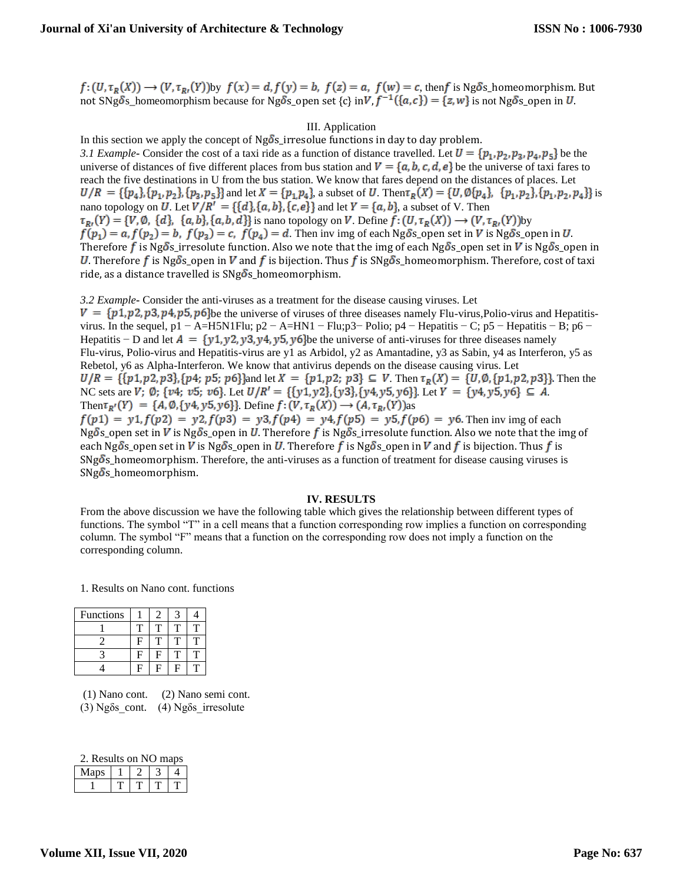$f:(U,\tau_R(X)) \longrightarrow (V,\tau_{R'}(Y))$ by $f(x)=d, f(y)=b, f(z)=a, f(w)=c$, then $f$ is Ng$\delta$s_homeomorphism. But not SNg$\delta$s_homeomorphism because for Ng$\delta$s_open set {c} in $V$, $f^{-1}(\{a,c\})=\{z,w\}$ is not Ng$\delta$s_open in $U$.

## III. Application

In this section we apply the concept of Ng$\delta$s_irresolue functions in day to day problem.

*3.1 Example*- Consider the cost of a taxi ride as a function of distance travelled. Let $U=\{p_1,p_2,p_3,p_4,p_5\}$ be the universe of distances of five different places from bus station and $V=\{a,b,c,d,e\}$ be the universe of taxi fares to reach the five destinations in U from the bus station. We know that fares depend on the distances of places. Let $U/R=\{\{p_4\},\{p_1,p_2\},\{p_3,p_5\}\}$ and let $X=\{p_1,p_4\}$, a subset of $U$. Then $\tau_R(X)=\{U,\emptyset\{p_4\}, \{p_1,p_2\},\{p_1,p_2,p_4\}\}$ is nano topology on $U$. Let $V/R'=\{\{d\},\{a,b\},\{c,e\}\}$ and let $Y=\{a,b\}$, a subset of V. Then $\tau_{R'}(Y)=\{V,\emptyset, \{d\}, \{a,b\},\{a,b,d\}\}$ is nano topology on $V$. Define $f:(U,\tau_R(X)) \longrightarrow (V,\tau_{R'}(Y))$ by $f(p_1)=a, f(p_2)=b, f(p_3)=c, f(p_4)=d$. Then inv img of each Ng$\delta$s_open set in $V$ is Ng$\delta$s_open in $U$. Therefore $f$ is Ng$\delta$s_irresolute function. Also we note that the img of each Ng$\delta$s_open set in $V$ is Ng$\delta$s_open in $U$. Therefore $f$ is Ng$\delta$s_open in $V$ and $f$ is bijection. Thus $f$ is SNg$\delta$s_homeomorphism. Therefore, cost of taxi ride, as a distance travelled is SNg$\delta$s_homeomorphism.

*3.2 Example*- Consider the anti-viruses as a treatment for the disease causing viruses. Let $V=\{p1,p2,p3,p4,p5,p6\}$ be the universe of viruses of three diseases namely Flu-virus,Polio-virus and Hepatitis-virus. In the sequel, p1 − A=H5N1Flu; p2 − A=HN1 − Flu;p3− Polio; p4 − Hepatitis − C; p5 − Hepatitis − B; p6 − Hepatitis − D and let $A=\{y1,y2,y3,y4,y5,y6\}$ be the universe of anti-viruses for three diseases namely Flu-virus, Polio-virus and Hepatitis-virus are y1 as Arbidol, y2 as Amantadine, y3 as Sabin, y4 as Interferon, y5 as Rebetol, y6 as Alpha-Interferon. We know that antivirus depends on the disease causing virus. Let $U/R=\{\{p1,p2,p3\},\{p4;p5;p6\}\}$ and let $X=\{p1,p2;p3\}\subseteq V$. Then $\tau_R(X)=\{U,\emptyset,\{p1,p2,p3\}\}$. Then the NC sets are $V;\ \emptyset;\ \{v4;v5;v6\}$. Let $U/R'=\{\{y1,y2\},\{y3\},\{y4,y5,y6\}\}$. Let $Y=\{y4,y5,y6\}\subseteq A$. Then $\tau_{R'}(Y)=\{A,\emptyset,\{y4,y5,y6\}\}$. Define $f:(V,\tau_R(X)) \longrightarrow (A,\tau_{R'}(Y))$ as $f(p1)=y1, f(p2)=y2, f(p3)=y3, f(p4)=y4, f(p5)=y5, f(p6)=y6$. Then inv img of each Ng$\delta$s_open set in $V$ is Ng$\delta$s_open in $U$. Therefore $f$ is Ng$\delta$s_irresolute function. Also we note that the img of each Ng$\delta$s_open set in $V$ is Ng$\delta$s_open in $U$. Therefore $f$ is Ng$\delta$s_open in $V$ and $f$ is bijection. Thus $f$ is SNg$\delta$s_homeomorphism. Therefore, the anti-viruses as a function of treatment for disease causing viruses is SNg$\delta$s_homeomorphism.

## IV. RESULTS

From the above discussion we have the following table which gives the relationship between different types of functions. The symbol "T" in a cell means that a function corresponding row implies a function on corresponding column. The symbol "F" means that a function on the corresponding row does not imply a function on the corresponding column.

1. Results on Nano cont. functions

| Functions | 1 | 2 | 3 | 4 |
|---|---|---|---|---|
| 1 | T | T | T | T |
| 2 | F | T | T | T |
| 3 | F | F | T | T |
| 4 | F | F | F | T |

(1) Nano cont. (2) Nano semi cont.
(3) Ngδs_cont. (4) Ngδs_irresolute

2. Results on NO maps

| Maps | 1 | 2 | 3 | 4 |
|---|---|---|---|---|
| 1 | T | T | T | T |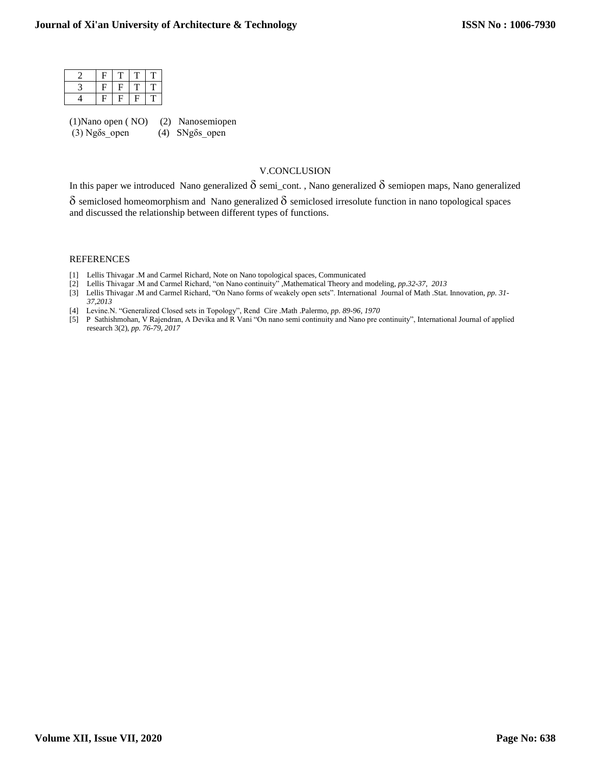| | | | | |
|---|---|---|---|---|
| 2 | F | T | T | T |
| 3 | F | F | T | T |
| 4 | F | F | F | T |

(1)Nano open ( NO)  (2) Nanosemiopen
(3) Ngδs_open  (4) SNgδs_open

## V.CONCLUSION

In this paper we introduced Nano generalized δ semi_cont. , Nano generalized δ semiopen maps, Nano generalized δ semiclosed homeomorphism and Nano generalized δ semiclosed irresolute function in nano topological spaces and discussed the relationship between different types of functions.

## REFERENCES

[1] Lellis Thivagar .M and Carmel Richard, Note on Nano topological spaces, Communicated
[2] Lellis Thivagar .M and Carmel Richard, "on Nano continuity" ,Mathematical Theory and modeling, *pp.32-37, 2013*
[3] Lellis Thivagar .M and Carmel Richard, "On Nano forms of weakely open sets". International Journal of Math .Stat. Innovation, *pp. 31-37,2013*
[4] Levine.N. "Generalized Closed sets in Topology", Rend Cire .Math .Palermo, *pp. 89-96, 1970*
[5] P Sathishmohan, V Rajendran, A Devika and R Vani "On nano semi continuity and Nano pre continuity", International Journal of applied research 3(2), *pp. 76-79, 2017*